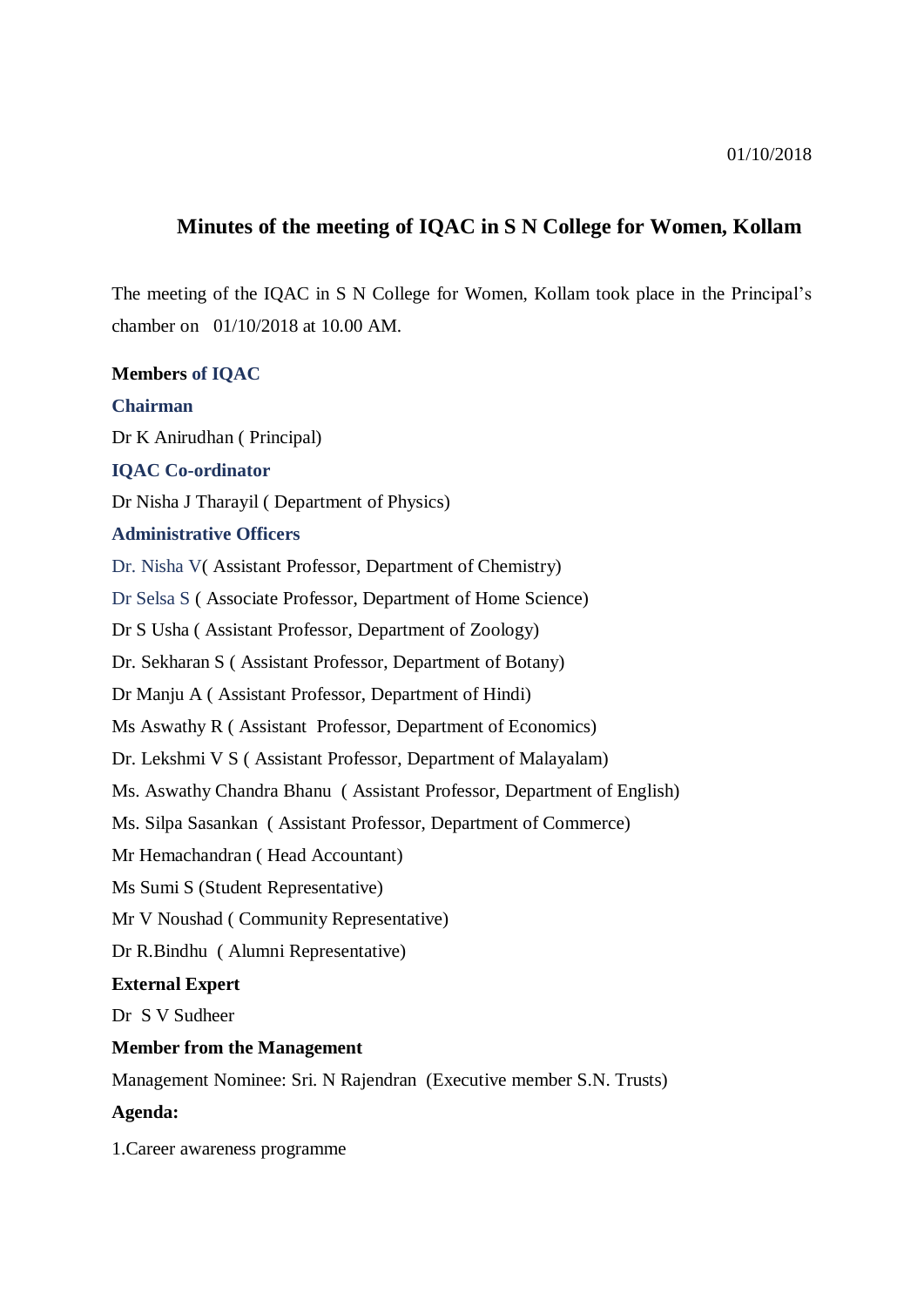01/10/2018

# Minutes of the meeting of IQAC in S N College for Women, Kollam

The meeting of the IQAC in S N College for Women, Kollam took place in the Principal's chamber on 01/10/2018 at 10.00 AM.

**Members of IQAC**

**Chairman**

Dr K Anirudhan ( Principal)

**IQAC Co-ordinator**

Dr Nisha J Tharayil ( Department of Physics)

**Administrative Officers**

Dr. Nisha V( Assistant Professor, Department of Chemistry)

Dr Selsa S ( Associate Professor, Department of Home Science)

Dr S Usha ( Assistant Professor, Department of Zoology)

Dr. Sekharan S ( Assistant Professor, Department of Botany)

Dr Manju A ( Assistant Professor, Department of Hindi)

Ms Aswathy R ( Assistant Professor, Department of Economics)

Dr. Lekshmi V S ( Assistant Professor, Department of Malayalam)

Ms. Aswathy Chandra Bhanu ( Assistant Professor, Department of English)

Ms. Silpa Sasankan ( Assistant Professor, Department of Commerce)

Mr Hemachandran ( Head Accountant)

Ms Sumi S (Student Representative)

Mr V Noushad ( Community Representative)

Dr R.Bindhu ( Alumni Representative)

**External Expert**

Dr S V Sudheer

**Member from the Management**

Management Nominee: Sri. N Rajendran (Executive member S.N. Trusts)

**Agenda:**

1.Career awareness programme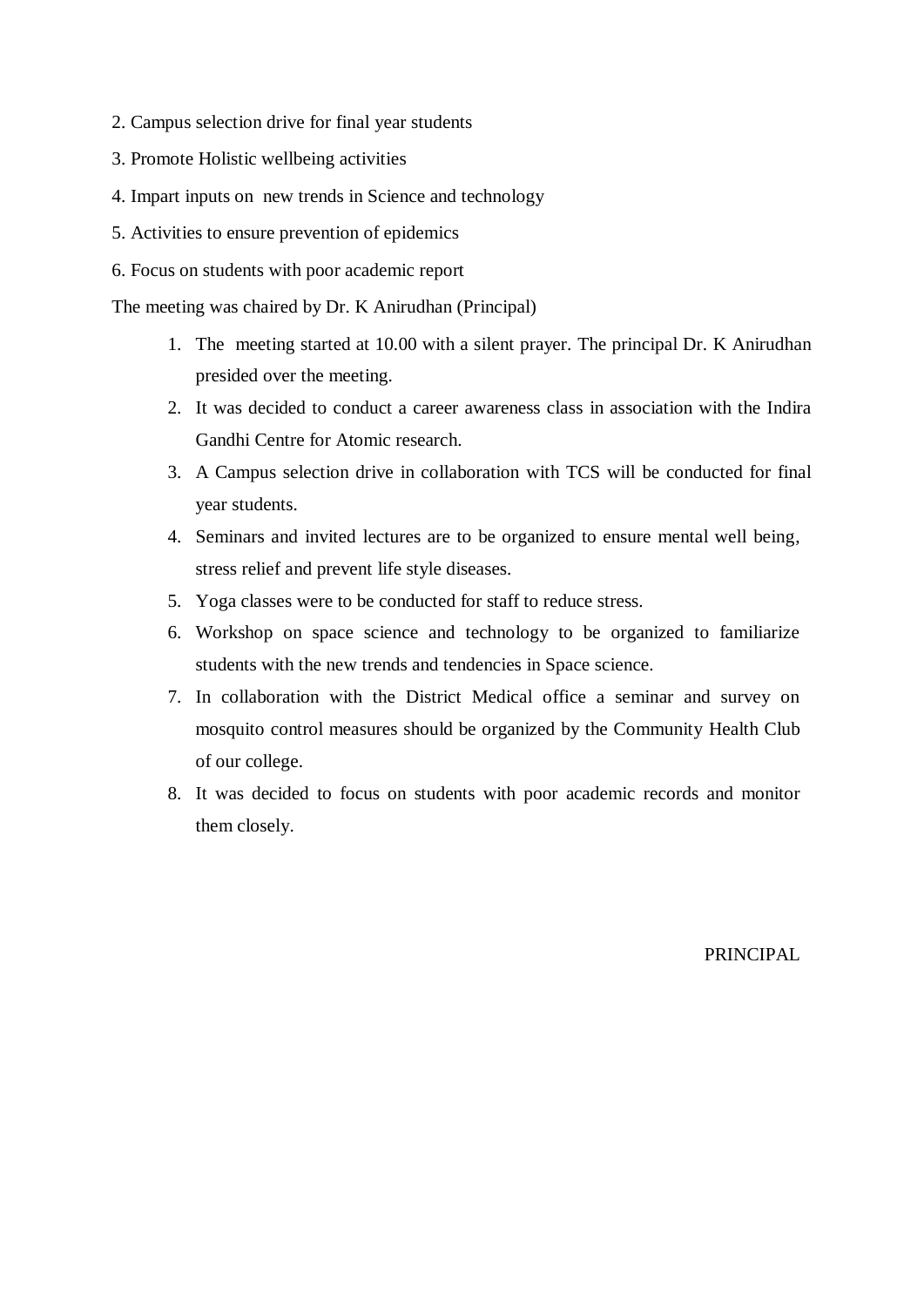2. Campus selection drive for final year students

3. Promote Holistic wellbeing activities

4. Impart inputs on new trends in Science and technology

5. Activities to ensure prevention of epidemics

6. Focus on students with poor academic report

The meeting was chaired by Dr. K Anirudhan (Principal)

1. The meeting started at 10.00 with a silent prayer. The principal Dr. K Anirudhan presided over the meeting.
2. It was decided to conduct a career awareness class in association with the Indira Gandhi Centre for Atomic research.
3. A Campus selection drive in collaboration with TCS will be conducted for final year students.
4. Seminars and invited lectures are to be organized to ensure mental well being, stress relief and prevent life style diseases.
5. Yoga classes were to be conducted for staff to reduce stress.
6. Workshop on space science and technology to be organized to familiarize students with the new trends and tendencies in Space science.
7. In collaboration with the District Medical office a seminar and survey on mosquito control measures should be organized by the Community Health Club of our college.
8. It was decided to focus on students with poor academic records and monitor them closely.

PRINCIPAL